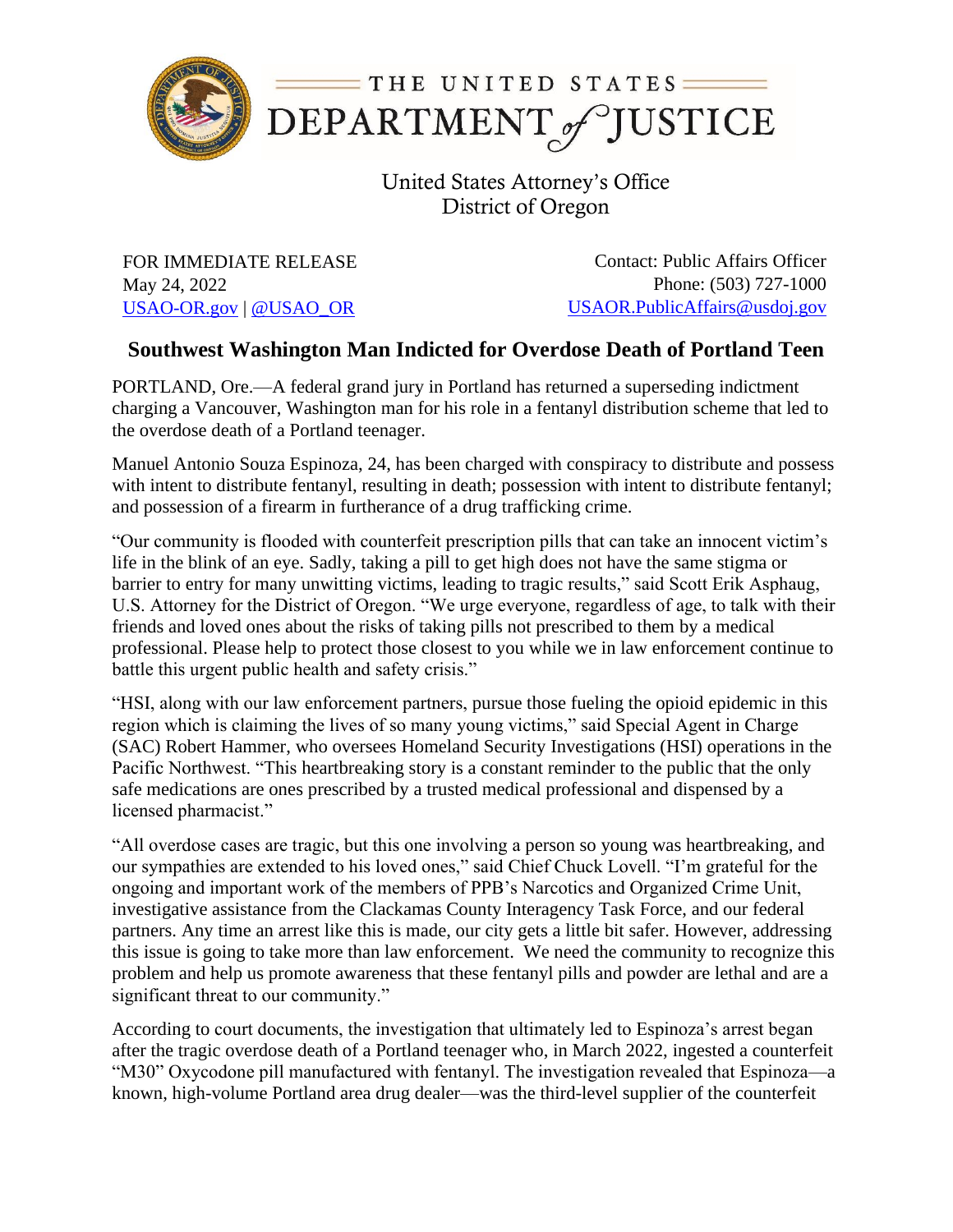THE UNITED STATES DEPARTMENT of JUSTICE

United States Attorney's Office
District of Oregon

FOR IMMEDIATE RELEASE
May 24, 2022
USAO-OR.gov | @USAO_OR

Contact: Public Affairs Officer
Phone: (503) 727-1000
USAOR.PublicAffairs@usdoj.gov

# Southwest Washington Man Indicted for Overdose Death of Portland Teen

PORTLAND, Ore.—A federal grand jury in Portland has returned a superseding indictment charging a Vancouver, Washington man for his role in a fentanyl distribution scheme that led to the overdose death of a Portland teenager.

Manuel Antonio Souza Espinoza, 24, has been charged with conspiracy to distribute and possess with intent to distribute fentanyl, resulting in death; possession with intent to distribute fentanyl; and possession of a firearm in furtherance of a drug trafficking crime.

"Our community is flooded with counterfeit prescription pills that can take an innocent victim's life in the blink of an eye. Sadly, taking a pill to get high does not have the same stigma or barrier to entry for many unwitting victims, leading to tragic results," said Scott Erik Asphaug, U.S. Attorney for the District of Oregon. "We urge everyone, regardless of age, to talk with their friends and loved ones about the risks of taking pills not prescribed to them by a medical professional. Please help to protect those closest to you while we in law enforcement continue to battle this urgent public health and safety crisis."

"HSI, along with our law enforcement partners, pursue those fueling the opioid epidemic in this region which is claiming the lives of so many young victims," said Special Agent in Charge (SAC) Robert Hammer, who oversees Homeland Security Investigations (HSI) operations in the Pacific Northwest. "This heartbreaking story is a constant reminder to the public that the only safe medications are ones prescribed by a trusted medical professional and dispensed by a licensed pharmacist."

"All overdose cases are tragic, but this one involving a person so young was heartbreaking, and our sympathies are extended to his loved ones," said Chief Chuck Lovell. "I'm grateful for the ongoing and important work of the members of PPB's Narcotics and Organized Crime Unit, investigative assistance from the Clackamas County Interagency Task Force, and our federal partners. Any time an arrest like this is made, our city gets a little bit safer. However, addressing this issue is going to take more than law enforcement. We need the community to recognize this problem and help us promote awareness that these fentanyl pills and powder are lethal and are a significant threat to our community."

According to court documents, the investigation that ultimately led to Espinoza's arrest began after the tragic overdose death of a Portland teenager who, in March 2022, ingested a counterfeit "M30" Oxycodone pill manufactured with fentanyl. The investigation revealed that Espinoza—a known, high-volume Portland area drug dealer—was the third-level supplier of the counterfeit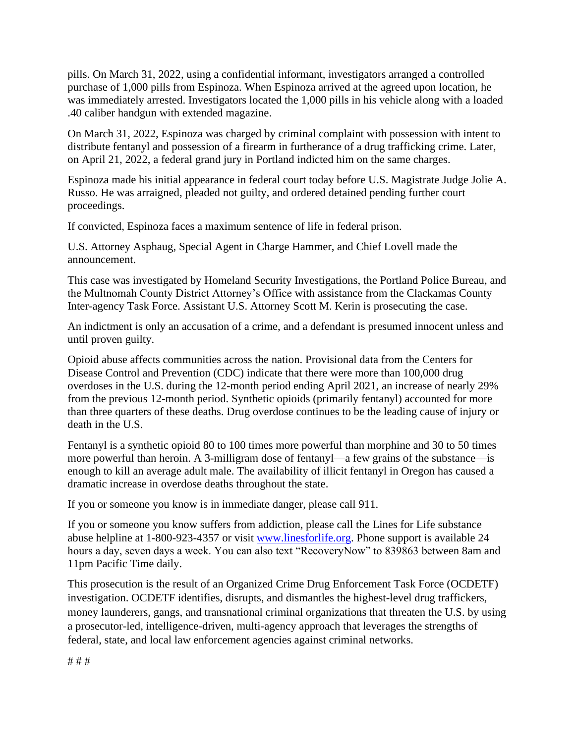pills. On March 31, 2022, using a confidential informant, investigators arranged a controlled purchase of 1,000 pills from Espinoza. When Espinoza arrived at the agreed upon location, he was immediately arrested. Investigators located the 1,000 pills in his vehicle along with a loaded .40 caliber handgun with extended magazine.

On March 31, 2022, Espinoza was charged by criminal complaint with possession with intent to distribute fentanyl and possession of a firearm in furtherance of a drug trafficking crime. Later, on April 21, 2022, a federal grand jury in Portland indicted him on the same charges.

Espinoza made his initial appearance in federal court today before U.S. Magistrate Judge Jolie A. Russo. He was arraigned, pleaded not guilty, and ordered detained pending further court proceedings.

If convicted, Espinoza faces a maximum sentence of life in federal prison.

U.S. Attorney Asphaug, Special Agent in Charge Hammer, and Chief Lovell made the announcement.

This case was investigated by Homeland Security Investigations, the Portland Police Bureau, and the Multnomah County District Attorney's Office with assistance from the Clackamas County Inter-agency Task Force. Assistant U.S. Attorney Scott M. Kerin is prosecuting the case.

An indictment is only an accusation of a crime, and a defendant is presumed innocent unless and until proven guilty.

Opioid abuse affects communities across the nation. Provisional data from the Centers for Disease Control and Prevention (CDC) indicate that there were more than 100,000 drug overdoses in the U.S. during the 12-month period ending April 2021, an increase of nearly 29% from the previous 12-month period. Synthetic opioids (primarily fentanyl) accounted for more than three quarters of these deaths. Drug overdose continues to be the leading cause of injury or death in the U.S.

Fentanyl is a synthetic opioid 80 to 100 times more powerful than morphine and 30 to 50 times more powerful than heroin. A 3-milligram dose of fentanyl—a few grains of the substance—is enough to kill an average adult male. The availability of illicit fentanyl in Oregon has caused a dramatic increase in overdose deaths throughout the state.

If you or someone you know is in immediate danger, please call 911.

If you or someone you know suffers from addiction, please call the Lines for Life substance abuse helpline at 1-800-923-4357 or visit [www.linesforlife.org](http://www.linesforlife.org). Phone support is available 24 hours a day, seven days a week. You can also text "RecoveryNow" to 839863 between 8am and 11pm Pacific Time daily.

This prosecution is the result of an Organized Crime Drug Enforcement Task Force (OCDETF) investigation. OCDETF identifies, disrupts, and dismantles the highest-level drug traffickers, money launderers, gangs, and transnational criminal organizations that threaten the U.S. by using a prosecutor-led, intelligence-driven, multi-agency approach that leverages the strengths of federal, state, and local law enforcement agencies against criminal networks.

# # #